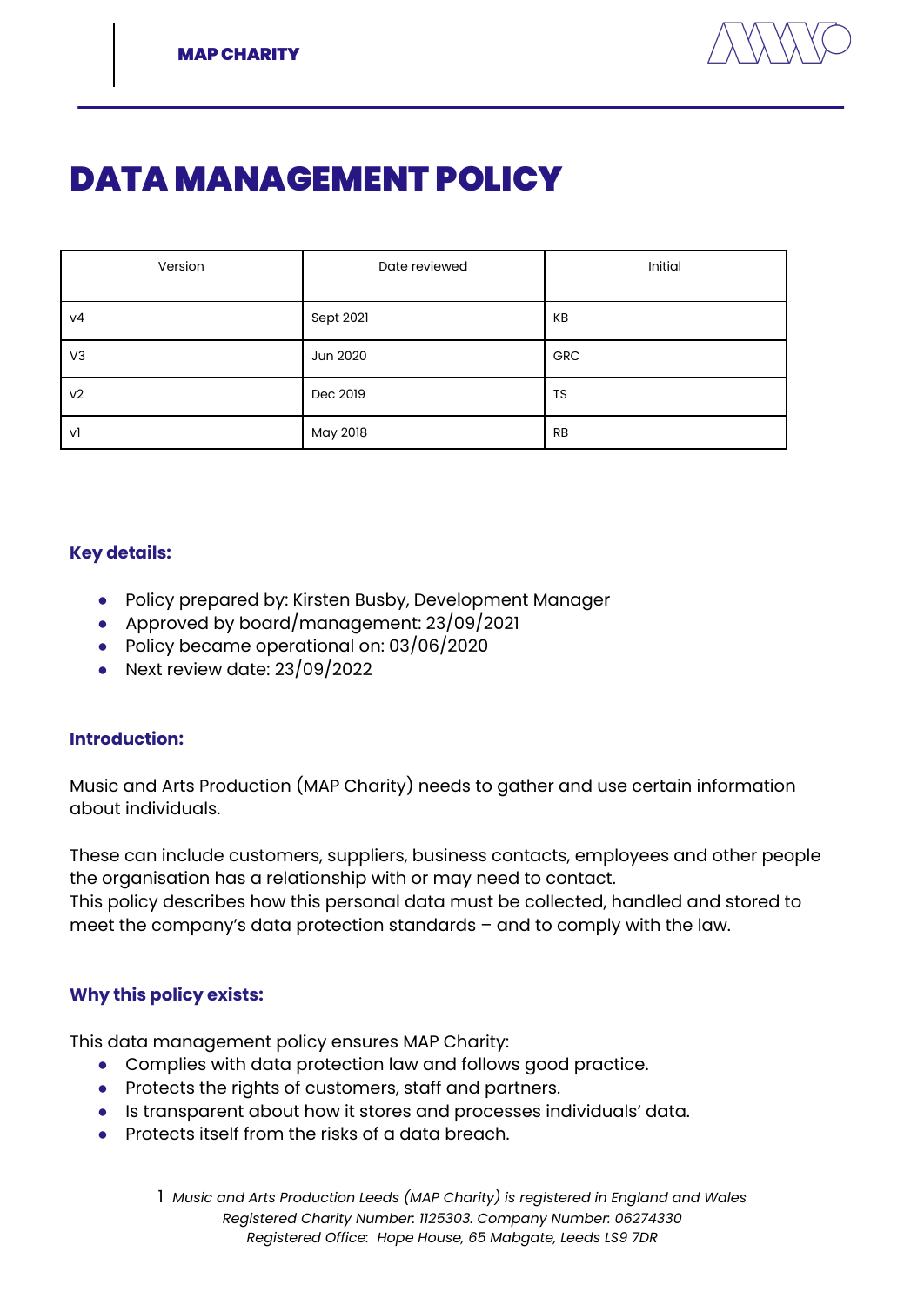# DATA MANAGEMENT POLICY

| Version | Date reviewed | Initial |
|---|---|---|
| v4 | Sept 2021 | KB |
| V3 | Jun 2020 | GRC |
| v2 | Dec 2019 | TS |
| v1 | May 2018 | RB |

### Key details:

- Policy prepared by: Kirsten Busby, Development Manager
- Approved by board/management: 23/09/2021
- Policy became operational on: 03/06/2020
- Next review date: 23/09/2022

### Introduction:

Music and Arts Production (MAP Charity) needs to gather and use certain information about individuals.

These can include customers, suppliers, business contacts, employees and other people the organisation has a relationship with or may need to contact.
This policy describes how this personal data must be collected, handled and stored to meet the company's data protection standards – and to comply with the law.

### Why this policy exists:

This data management policy ensures MAP Charity:

- Complies with data protection law and follows good practice.
- Protects the rights of customers, staff and partners.
- Is transparent about how it stores and processes individuals' data.
- Protects itself from the risks of a data breach.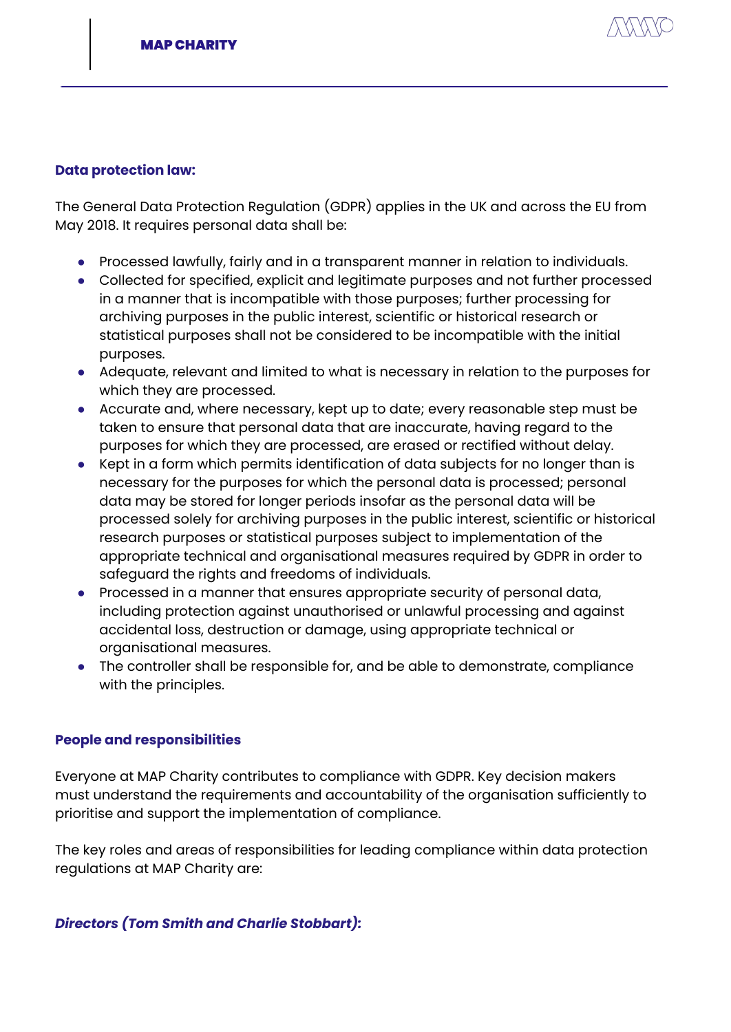## Data protection law:

The General Data Protection Regulation (GDPR) applies in the UK and across the EU from May 2018. It requires personal data shall be:

- Processed lawfully, fairly and in a transparent manner in relation to individuals.
- Collected for specified, explicit and legitimate purposes and not further processed in a manner that is incompatible with those purposes; further processing for archiving purposes in the public interest, scientific or historical research or statistical purposes shall not be considered to be incompatible with the initial purposes.
- Adequate, relevant and limited to what is necessary in relation to the purposes for which they are processed.
- Accurate and, where necessary, kept up to date; every reasonable step must be taken to ensure that personal data that are inaccurate, having regard to the purposes for which they are processed, are erased or rectified without delay.
- Kept in a form which permits identification of data subjects for no longer than is necessary for the purposes for which the personal data is processed; personal data may be stored for longer periods insofar as the personal data will be processed solely for archiving purposes in the public interest, scientific or historical research purposes or statistical purposes subject to implementation of the appropriate technical and organisational measures required by GDPR in order to safeguard the rights and freedoms of individuals.
- Processed in a manner that ensures appropriate security of personal data, including protection against unauthorised or unlawful processing and against accidental loss, destruction or damage, using appropriate technical or organisational measures.
- The controller shall be responsible for, and be able to demonstrate, compliance with the principles.

## People and responsibilities

Everyone at MAP Charity contributes to compliance with GDPR. Key decision makers must understand the requirements and accountability of the organisation sufficiently to prioritise and support the implementation of compliance.

The key roles and areas of responsibilities for leading compliance within data protection regulations at MAP Charity are:

### *Directors (Tom Smith and Charlie Stobbart):*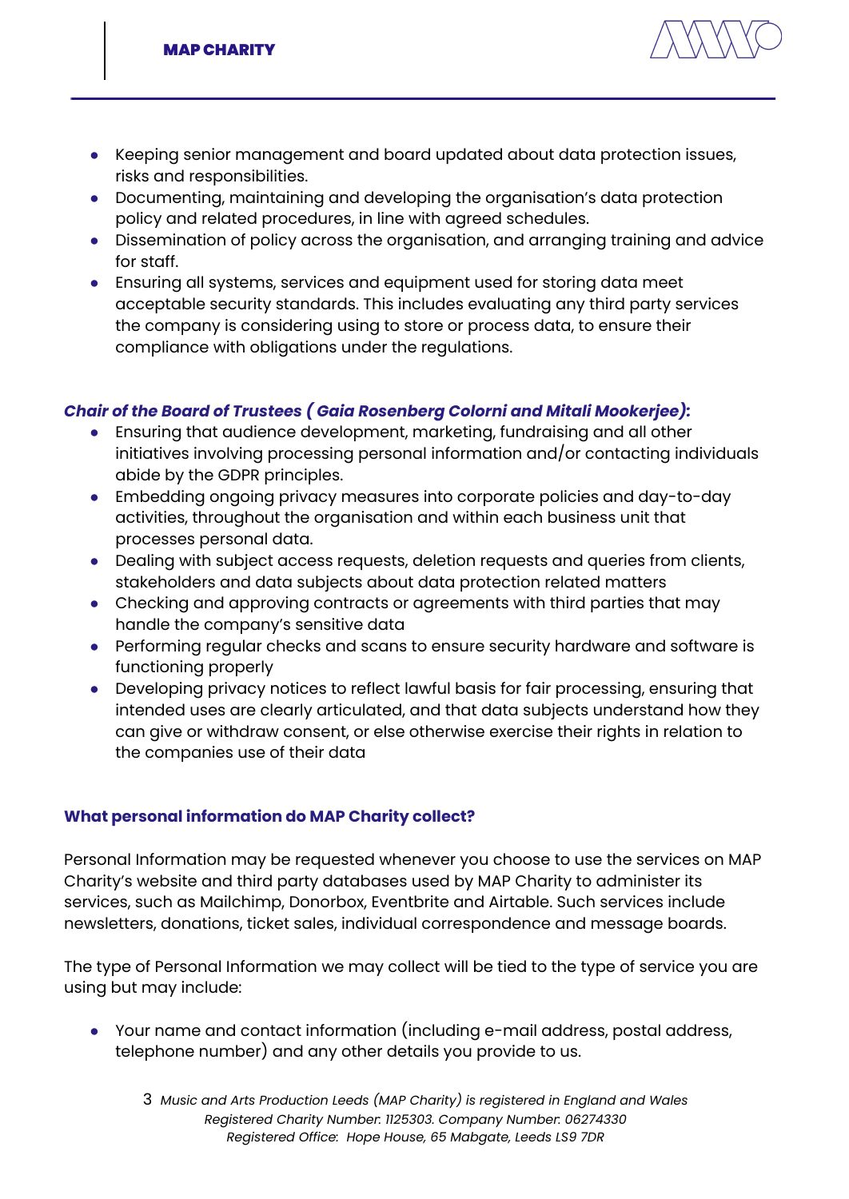- Keeping senior management and board updated about data protection issues, risks and responsibilities.
- Documenting, maintaining and developing the organisation's data protection policy and related procedures, in line with agreed schedules.
- Dissemination of policy across the organisation, and arranging training and advice for staff.
- Ensuring all systems, services and equipment used for storing data meet acceptable security standards. This includes evaluating any third party services the company is considering using to store or process data, to ensure their compliance with obligations under the regulations.

***Chair of the Board of Trustees ( Gaia Rosenberg Colorni and Mitali Mookerjee):***

- Ensuring that audience development, marketing, fundraising and all other initiatives involving processing personal information and/or contacting individuals abide by the GDPR principles.
- Embedding ongoing privacy measures into corporate policies and day-to-day activities, throughout the organisation and within each business unit that processes personal data.
- Dealing with subject access requests, deletion requests and queries from clients, stakeholders and data subjects about data protection related matters
- Checking and approving contracts or agreements with third parties that may handle the company's sensitive data
- Performing regular checks and scans to ensure security hardware and software is functioning properly
- Developing privacy notices to reflect lawful basis for fair processing, ensuring that intended uses are clearly articulated, and that data subjects understand how they can give or withdraw consent, or else otherwise exercise their rights in relation to the companies use of their data

## What personal information do MAP Charity collect?

Personal Information may be requested whenever you choose to use the services on MAP Charity's website and third party databases used by MAP Charity to administer its services, such as Mailchimp, Donorbox, Eventbrite and Airtable. Such services include newsletters, donations, ticket sales, individual correspondence and message boards.

The type of Personal Information we may collect will be tied to the type of service you are using but may include:

- Your name and contact information (including e-mail address, postal address, telephone number) and any other details you provide to us.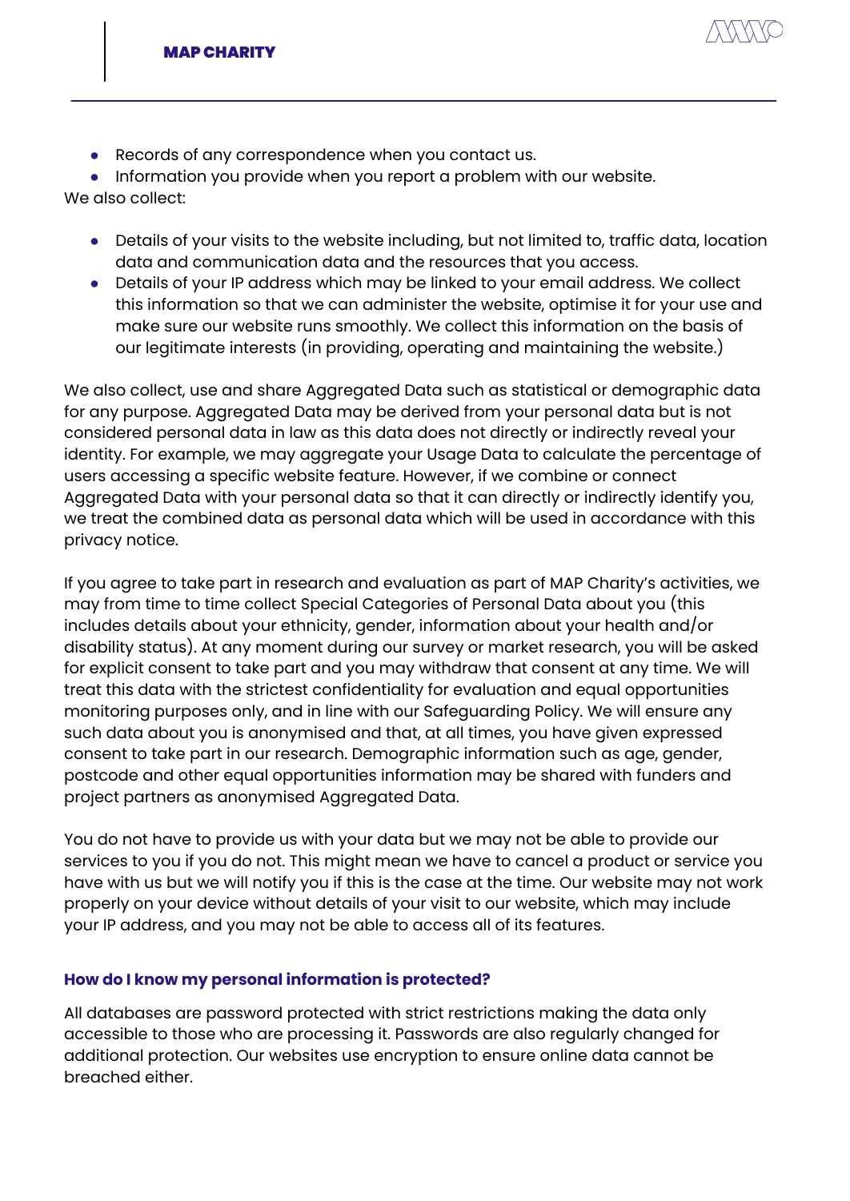- Records of any correspondence when you contact us.
- Information you provide when you report a problem with our website.

We also collect:

- Details of your visits to the website including, but not limited to, traffic data, location data and communication data and the resources that you access.
- Details of your IP address which may be linked to your email address. We collect this information so that we can administer the website, optimise it for your use and make sure our website runs smoothly. We collect this information on the basis of our legitimate interests (in providing, operating and maintaining the website.)

We also collect, use and share Aggregated Data such as statistical or demographic data for any purpose. Aggregated Data may be derived from your personal data but is not considered personal data in law as this data does not directly or indirectly reveal your identity. For example, we may aggregate your Usage Data to calculate the percentage of users accessing a specific website feature. However, if we combine or connect Aggregated Data with your personal data so that it can directly or indirectly identify you, we treat the combined data as personal data which will be used in accordance with this privacy notice.

If you agree to take part in research and evaluation as part of MAP Charity's activities, we may from time to time collect Special Categories of Personal Data about you (this includes details about your ethnicity, gender, information about your health and/or disability status). At any moment during our survey or market research, you will be asked for explicit consent to take part and you may withdraw that consent at any time. We will treat this data with the strictest confidentiality for evaluation and equal opportunities monitoring purposes only, and in line with our Safeguarding Policy. We will ensure any such data about you is anonymised and that, at all times, you have given expressed consent to take part in our research. Demographic information such as age, gender, postcode and other equal opportunities information may be shared with funders and project partners as anonymised Aggregated Data.

You do not have to provide us with your data but we may not be able to provide our services to you if you do not. This might mean we have to cancel a product or service you have with us but we will notify you if this is the case at the time. Our website may not work properly on your device without details of your visit to our website, which may include your IP address, and you may not be able to access all of its features.

### How do I know my personal information is protected?

All databases are password protected with strict restrictions making the data only accessible to those who are processing it. Passwords are also regularly changed for additional protection. Our websites use encryption to ensure online data cannot be breached either.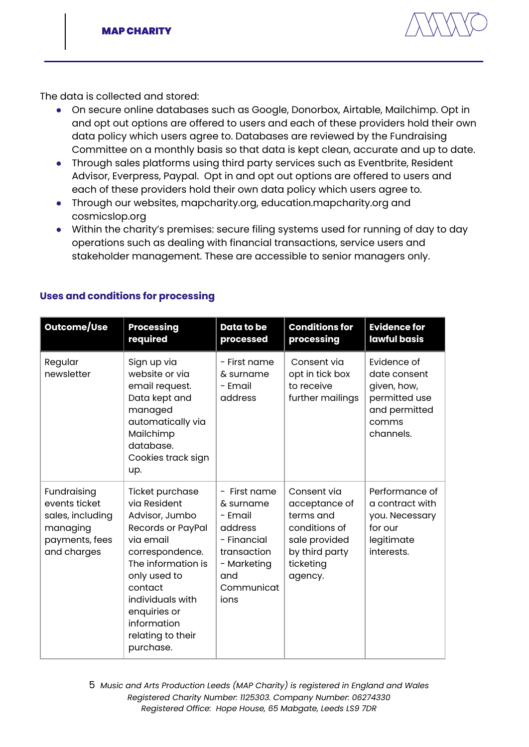The data is collected and stored:

- On secure online databases such as Google, Donorbox, Airtable, Mailchimp. Opt in and opt out options are offered to users and each of these providers hold their own data policy which users agree to. Databases are reviewed by the Fundraising Committee on a monthly basis so that data is kept clean, accurate and up to date.
- Through sales platforms using third party services such as Eventbrite, Resident Advisor, Everpress, Paypal. Opt in and opt out options are offered to users and each of these providers hold their own data policy which users agree to.
- Through our websites, mapcharity.org, education.mapcharity.org and cosmicslop.org
- Within the charity's premises: secure filing systems used for running of day to day operations such as dealing with financial transactions, service users and stakeholder management. These are accessible to senior managers only.

## Uses and conditions for processing

| Outcome/Use | Processing required | Data to be processed | Conditions for processing | Evidence for lawful basis |
|---|---|---|---|---|
| Regular newsletter | Sign up via website or via email request. Data kept and managed automatically via Mailchimp database. Cookies track sign up. | - First name & surname<br>- Email address | Consent via opt in tick box to receive further mailings | Evidence of date consent given, how, permitted use and permitted comms channels. |
| Fundraising events ticket sales, including managing payments, fees and charges | Ticket purchase via Resident Advisor, Jumbo Records or PayPal via email correspondence. The information is only used to contact individuals with enquiries or information relating to their purchase. | - First name & surname<br>- Email address<br>- Financial transaction<br>- Marketing and Communications | Consent via acceptance of terms and conditions of sale provided by third party ticketing agency. | Performance of a contract with you. Necessary for our legitimate interests. |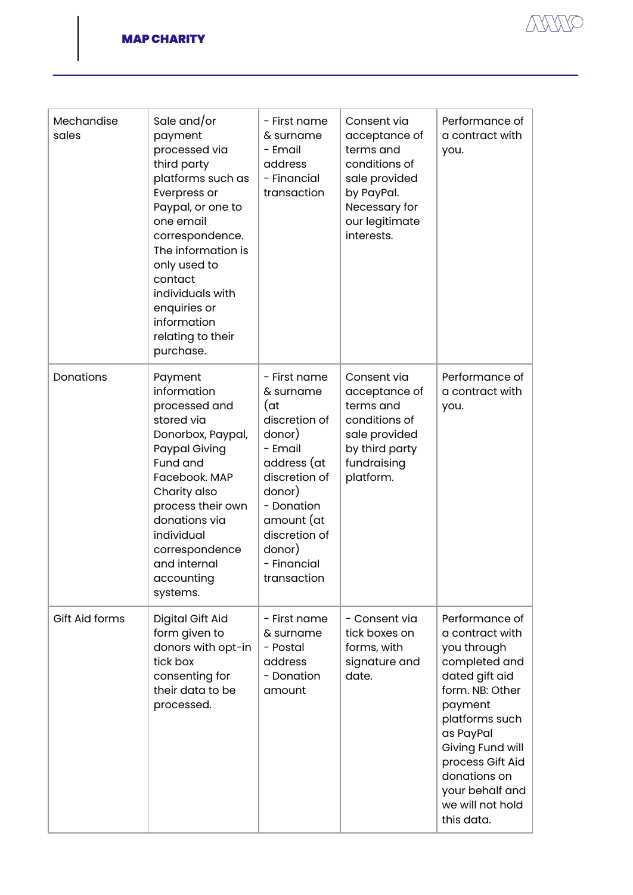| Mechandise sales | Sale and/or payment processed via third party platforms such as Everpress or Paypal, or one to one email correspondence. The information is only used to contact individuals with enquiries or information relating to their purchase. | - First name & surname<br>- Email address<br>- Financial transaction | Consent via acceptance of terms and conditions of sale provided by PayPal. Necessary for our legitimate interests. | Performance of a contract with you. |
|---|---|---|---|---|
| Donations | Payment information processed and stored via Donorbox, Paypal, Paypal Giving Fund and Facebook. MAP Charity also process their own donations via individual correspondence and internal accounting systems. | - First name & surname (at discretion of donor)<br>- Email address (at discretion of donor)<br>- Donation amount (at discretion of donor)<br>- Financial transaction | Consent via acceptance of terms and conditions of sale provided by third party fundraising platform. | Performance of a contract with you. |
| Gift Aid forms | Digital Gift Aid form given to donors with opt-in tick box consenting for their data to be processed. | - First name & surname<br>- Postal address<br>- Donation amount | - Consent via tick boxes on forms, with signature and date. | Performance of a contract with you through completed and dated gift aid form. NB: Other payment platforms such as PayPal Giving Fund will process Gift Aid donations on your behalf and we will not hold this data. |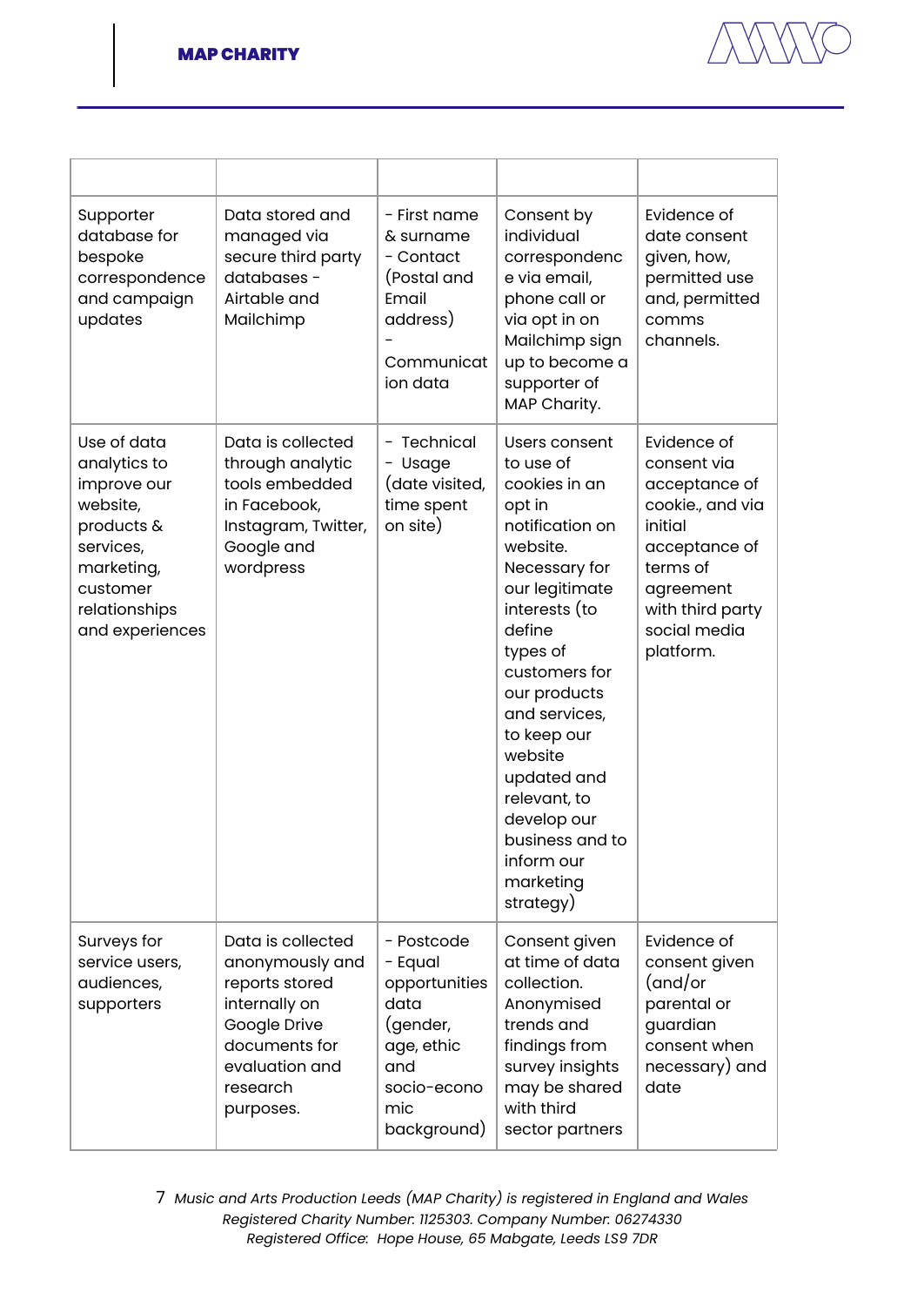| | | | | |
|---|---|---|---|---|
| Supporter database for bespoke correspondence and campaign updates | Data stored and managed via secure third party databases - Airtable and Mailchimp | - First name & surname<br>- Contact (Postal and Email address)<br>- Communication data | Consent by individual correspondence via email, phone call or via opt in on Mailchimp sign up to become a supporter of MAP Charity. | Evidence of date consent given, how, permitted use and, permitted comms channels. |
| Use of data analytics to improve our website, products & services, marketing, customer relationships and experiences | Data is collected through analytic tools embedded in Facebook, Instagram, Twitter, Google and wordpress | - Technical<br>- Usage (date visited, time spent on site) | Users consent to use of cookies in an opt in notification on website. Necessary for our legitimate interests (to define types of customers for our products and services, to keep our website updated and relevant, to develop our business and to inform our marketing strategy) | Evidence of consent via acceptance of cookie., and via initial acceptance of terms of agreement with third party social media platform. |
| Surveys for service users, audiences, supporters | Data is collected anonymously and reports stored internally on Google Drive documents for evaluation and research purposes. | - Postcode<br>- Equal opportunities data (gender, age, ethic and socio-economic background) | Consent given at time of data collection. Anonymised trends and findings from survey insights may be shared with third sector partners | Evidence of consent given (and/or parental or guardian consent when necessary) and date |

*Music and Arts Production Leeds (MAP Charity) is registered in England and Wales*
*Registered Charity Number: 1125303. Company Number: 06274330*
*Registered Office: Hope House, 65 Mabgate, Leeds LS9 7DR*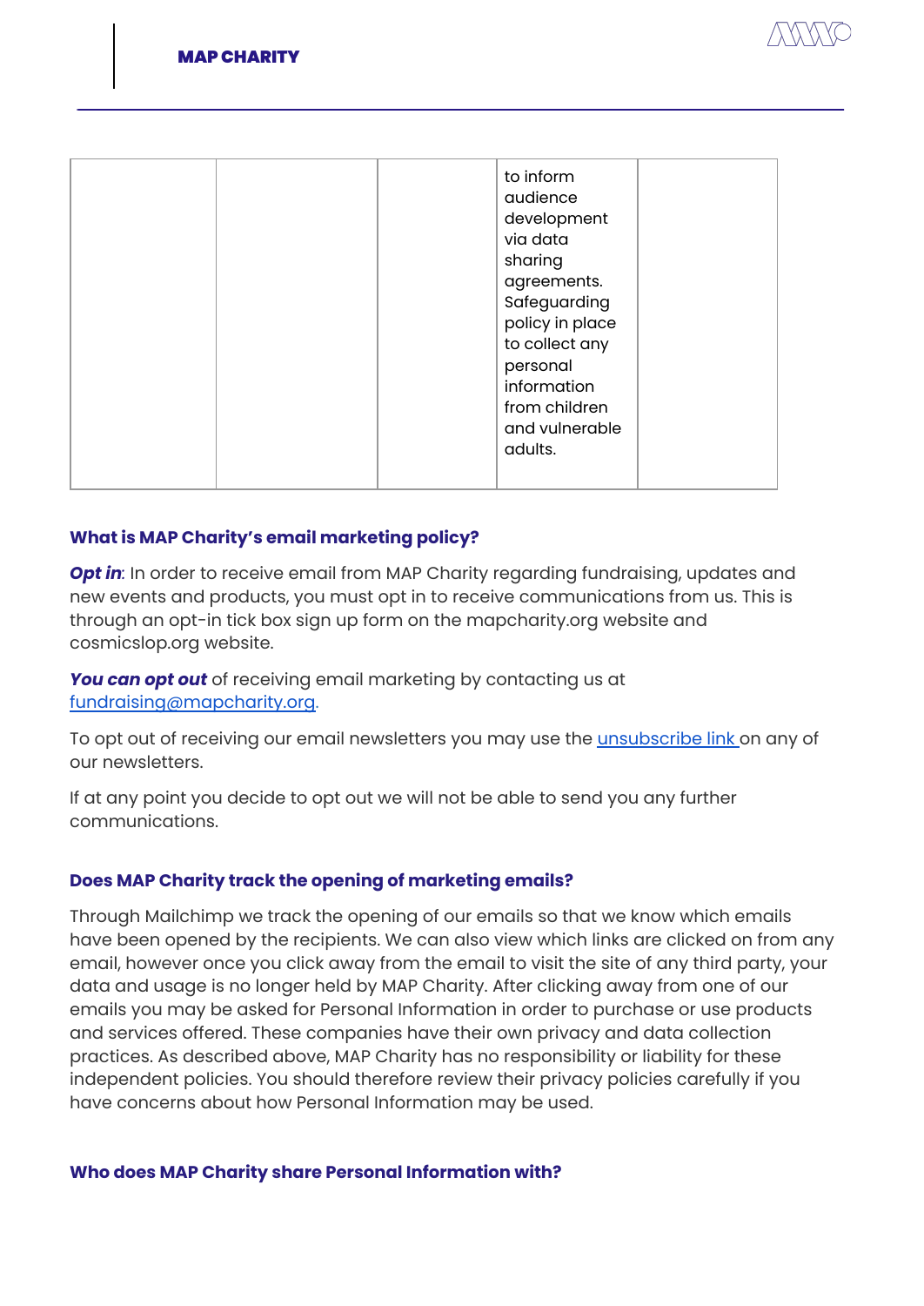| | | | to inform audience development via data sharing agreements. Safeguarding policy in place to collect any personal information from children and vulnerable adults. | |
|---|---|---|---|---|

### What is MAP Charity's email marketing policy?

***Opt in***: In order to receive email from MAP Charity regarding fundraising, updates and new events and products, you must opt in to receive communications from us. This is through an opt-in tick box sign up form on the mapcharity.org website and cosmicslop.org website.

***You can opt out*** of receiving email marketing by contacting us at [fundraising@mapcharity.org](mailto:fundraising@mapcharity.org).

To opt out of receiving our email newsletters you may use the unsubscribe link on any of our newsletters.

If at any point you decide to opt out we will not be able to send you any further communications.

### Does MAP Charity track the opening of marketing emails?

Through Mailchimp we track the opening of our emails so that we know which emails have been opened by the recipients. We can also view which links are clicked on from any email, however once you click away from the email to visit the site of any third party, your data and usage is no longer held by MAP Charity. After clicking away from one of our emails you may be asked for Personal Information in order to purchase or use products and services offered. These companies have their own privacy and data collection practices. As described above, MAP Charity has no responsibility or liability for these independent policies. You should therefore review their privacy policies carefully if you have concerns about how Personal Information may be used.

### Who does MAP Charity share Personal Information with?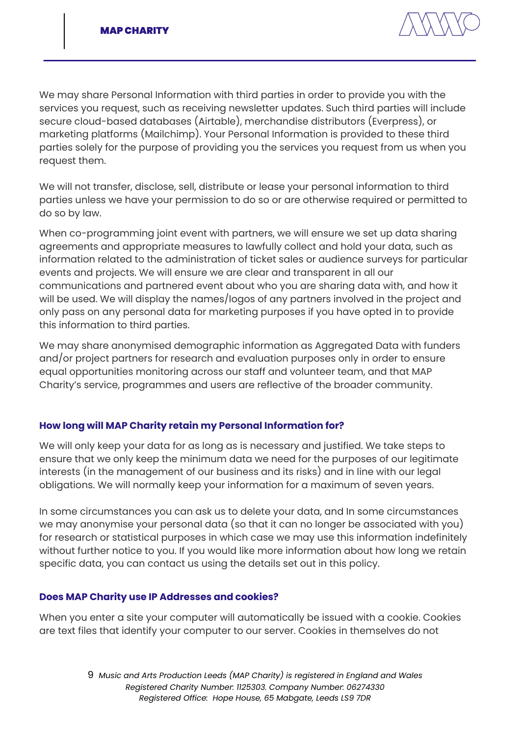We may share Personal Information with third parties in order to provide you with the services you request, such as receiving newsletter updates. Such third parties will include secure cloud-based databases (Airtable), merchandise distributors (Everpress), or marketing platforms (Mailchimp). Your Personal Information is provided to these third parties solely for the purpose of providing you the services you request from us when you request them.

We will not transfer, disclose, sell, distribute or lease your personal information to third parties unless we have your permission to do so or are otherwise required or permitted to do so by law.

When co-programming joint event with partners, we will ensure we set up data sharing agreements and appropriate measures to lawfully collect and hold your data, such as information related to the administration of ticket sales or audience surveys for particular events and projects. We will ensure we are clear and transparent in all our communications and partnered event about who you are sharing data with, and how it will be used. We will display the names/logos of any partners involved in the project and only pass on any personal data for marketing purposes if you have opted in to provide this information to third parties.

We may share anonymised demographic information as Aggregated Data with funders and/or project partners for research and evaluation purposes only in order to ensure equal opportunities monitoring across our staff and volunteer team, and that MAP Charity's service, programmes and users are reflective of the broader community.

### How long will MAP Charity retain my Personal Information for?

We will only keep your data for as long as is necessary and justified. We take steps to ensure that we only keep the minimum data we need for the purposes of our legitimate interests (in the management of our business and its risks) and in line with our legal obligations. We will normally keep your information for a maximum of seven years.

In some circumstances you can ask us to delete your data, and In some circumstances we may anonymise your personal data (so that it can no longer be associated with you) for research or statistical purposes in which case we may use this information indefinitely without further notice to you. If you would like more information about how long we retain specific data, you can contact us using the details set out in this policy.

### Does MAP Charity use IP Addresses and cookies?

When you enter a site your computer will automatically be issued with a cookie. Cookies are text files that identify your computer to our server. Cookies in themselves do not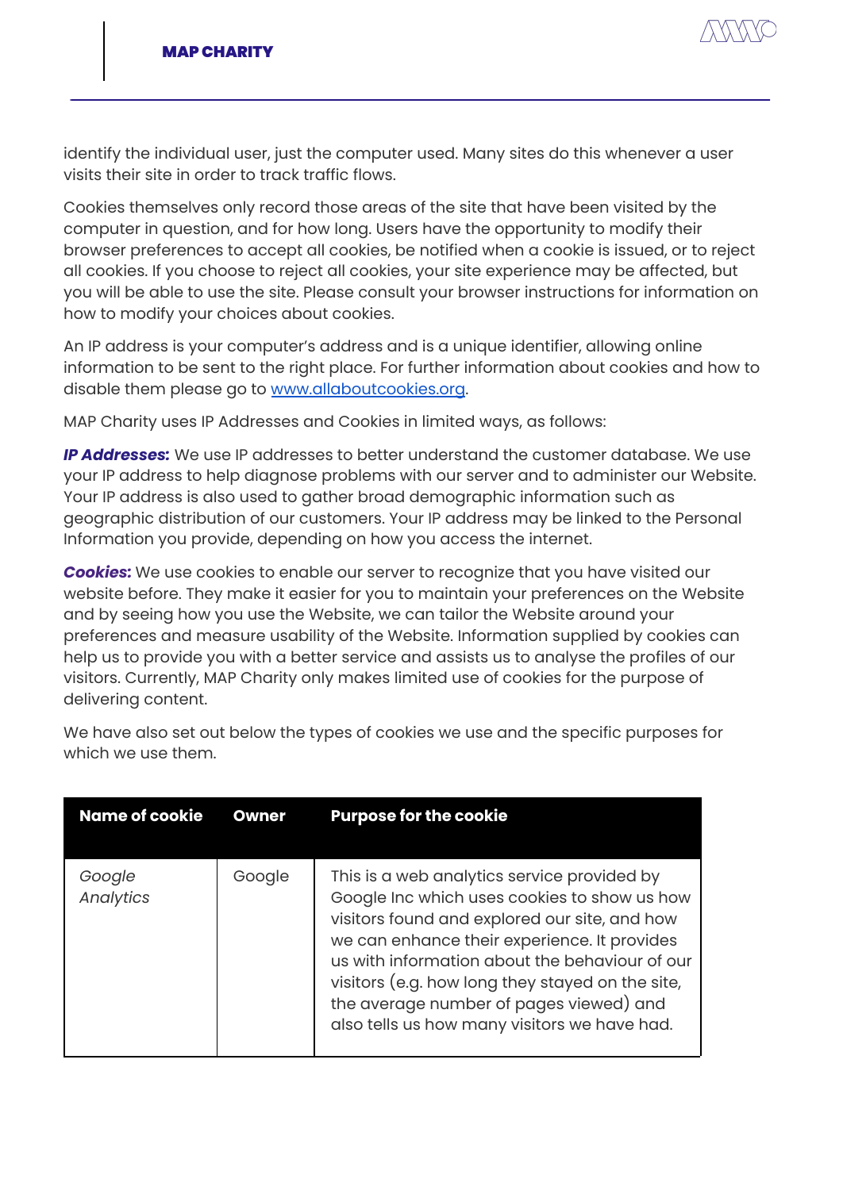identify the individual user, just the computer used. Many sites do this whenever a user visits their site in order to track traffic flows.

Cookies themselves only record those areas of the site that have been visited by the computer in question, and for how long. Users have the opportunity to modify their browser preferences to accept all cookies, be notified when a cookie is issued, or to reject all cookies. If you choose to reject all cookies, your site experience may be affected, but you will be able to use the site. Please consult your browser instructions for information on how to modify your choices about cookies.

An IP address is your computer's address and is a unique identifier, allowing online information to be sent to the right place. For further information about cookies and how to disable them please go to [www.allaboutcookies.org](http://www.allaboutcookies.org).

MAP Charity uses IP Addresses and Cookies in limited ways, as follows:

***IP Addresses:*** We use IP addresses to better understand the customer database. We use your IP address to help diagnose problems with our server and to administer our Website. Your IP address is also used to gather broad demographic information such as geographic distribution of our customers. Your IP address may be linked to the Personal Information you provide, depending on how you access the internet.

***Cookies:*** We use cookies to enable our server to recognize that you have visited our website before. They make it easier for you to maintain your preferences on the Website and by seeing how you use the Website, we can tailor the Website around your preferences and measure usability of the Website. Information supplied by cookies can help us to provide you with a better service and assists us to analyse the profiles of our visitors. Currently, MAP Charity only makes limited use of cookies for the purpose of delivering content.

We have also set out below the types of cookies we use and the specific purposes for which we use them.

| Name of cookie | Owner | Purpose for the cookie |
| --- | --- | --- |
| *Google Analytics* | Google | This is a web analytics service provided by Google Inc which uses cookies to show us how visitors found and explored our site, and how we can enhance their experience. It provides us with information about the behaviour of our visitors (e.g. how long they stayed on the site, the average number of pages viewed) and also tells us how many visitors we have had. |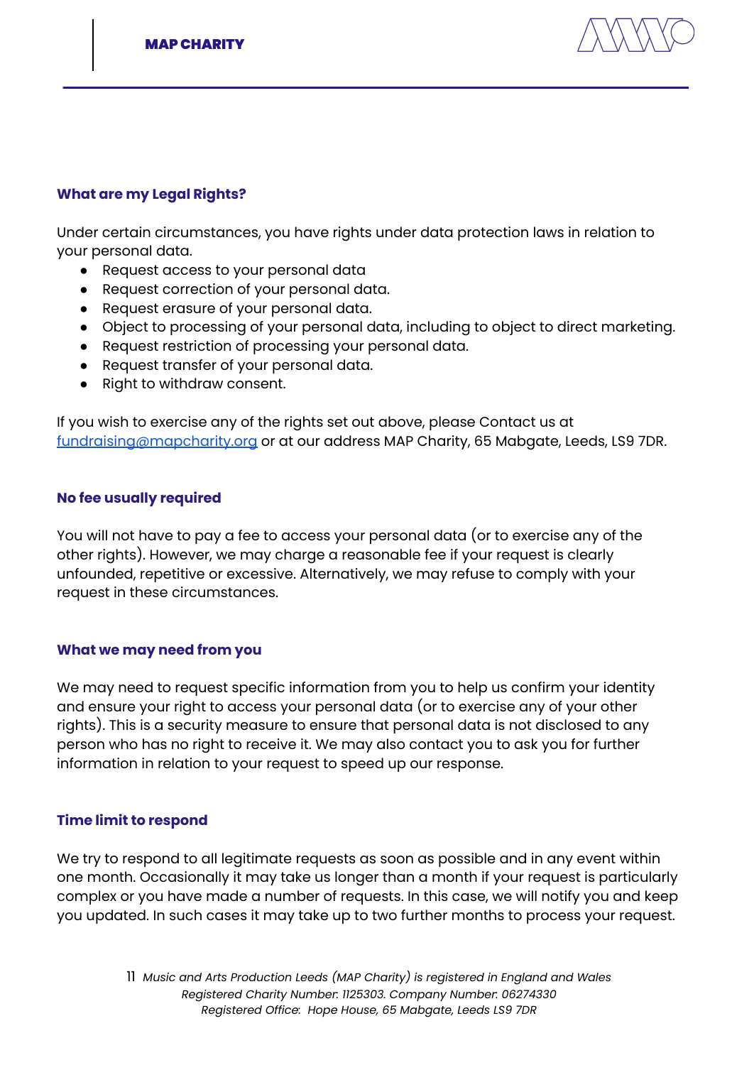### What are my Legal Rights?

Under certain circumstances, you have rights under data protection laws in relation to your personal data.

- Request access to your personal data
- Request correction of your personal data.
- Request erasure of your personal data.
- Object to processing of your personal data, including to object to direct marketing.
- Request restriction of processing your personal data.
- Request transfer of your personal data.
- Right to withdraw consent.

If you wish to exercise any of the rights set out above, please Contact us at fundraising@mapcharity.org or at our address MAP Charity, 65 Mabgate, Leeds, LS9 7DR.

### No fee usually required

You will not have to pay a fee to access your personal data (or to exercise any of the other rights). However, we may charge a reasonable fee if your request is clearly unfounded, repetitive or excessive. Alternatively, we may refuse to comply with your request in these circumstances.

### What we may need from you

We may need to request specific information from you to help us confirm your identity and ensure your right to access your personal data (or to exercise any of your other rights). This is a security measure to ensure that personal data is not disclosed to any person who has no right to receive it. We may also contact you to ask you for further information in relation to your request to speed up our response.

### Time limit to respond

We try to respond to all legitimate requests as soon as possible and in any event within one month. Occasionally it may take us longer than a month if your request is particularly complex or you have made a number of requests. In this case, we will notify you and keep you updated. In such cases it may take up to two further months to process your request.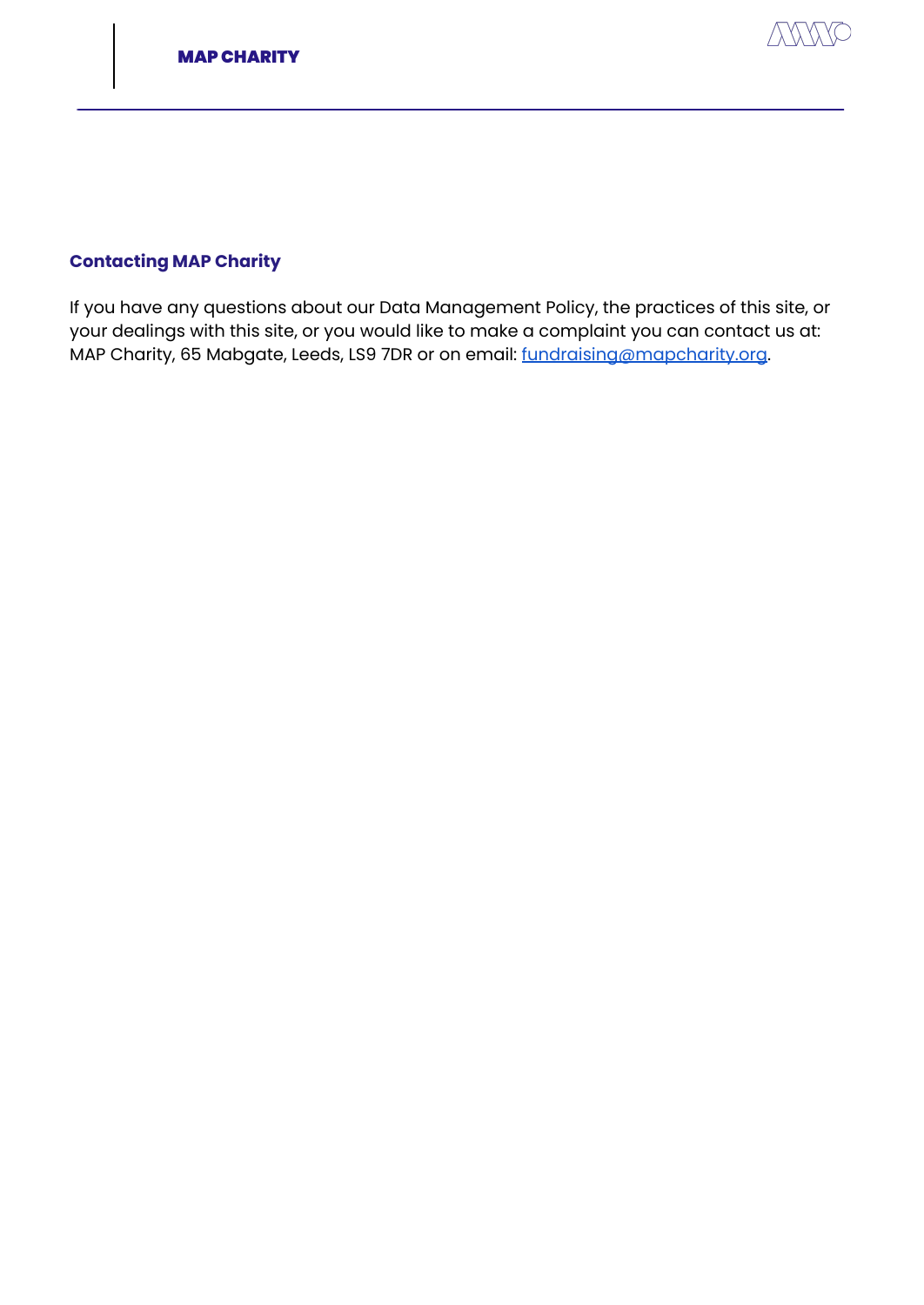## Contacting MAP Charity

If you have any questions about our Data Management Policy, the practices of this site, or your dealings with this site, or you would like to make a complaint you can contact us at: MAP Charity, 65 Mabgate, Leeds, LS9 7DR or on email: fundraising@mapcharity.org.